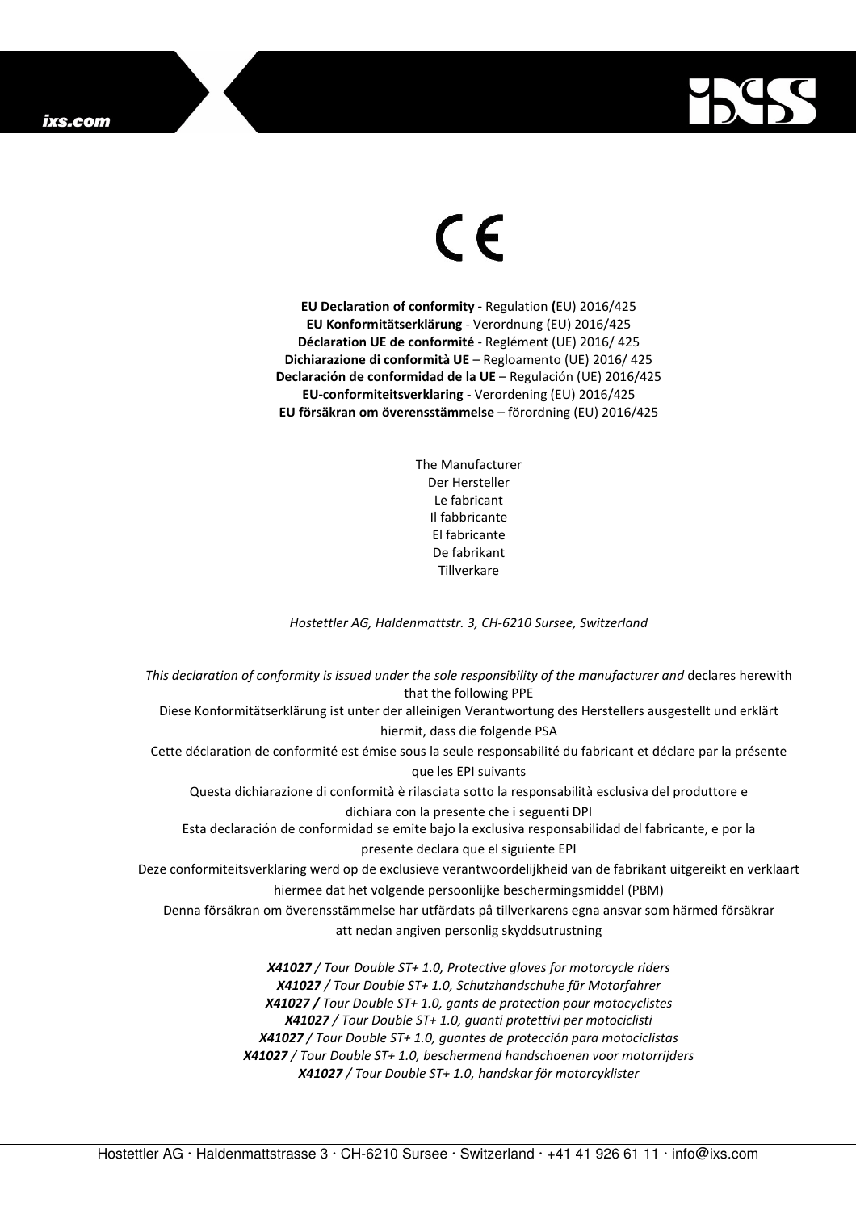CE

**EU Declaration of conformity -** Regulation **(**EU) 2016/425
**EU Konformitätserklärung** - Verordnung (EU) 2016/425
**Déclaration UE de conformité** - Reglément (UE) 2016/ 425
**Dichiarazione di conformità UE** – Regloamento (UE) 2016/ 425
**Declaración de conformidad de la UE** – Regulación (UE) 2016/425
**EU-conformiteitsverklaring** - Verordening (EU) 2016/425
**EU försäkran om överensstämmelse** – förordning (EU) 2016/425

The Manufacturer
Der Hersteller
Le fabricant
Il fabbricante
El fabricante
De fabrikant
Tillverkare

*Hostettler AG, Haldenmattstr. 3, CH-6210 Sursee, Switzerland*

*This declaration of conformity is issued under the sole responsibility of the manufacturer and* declares herewith that the following PPE
Diese Konformitätserklärung ist unter der alleinigen Verantwortung des Herstellers ausgestellt und erklärt hiermit, dass die folgende PSA
Cette déclaration de conformité est émise sous la seule responsabilité du fabricant et déclare par la présente que les EPI suivants
Questa dichiarazione di conformità è rilasciata sotto la responsabilità esclusiva del produttore e dichiara con la presente che i seguenti DPI
Esta declaración de conformidad se emite bajo la exclusiva responsabilidad del fabricante, e por la presente declara que el siguiente EPI
Deze conformiteitsverklaring werd op de exclusieve verantwoordelijkheid van de fabrikant uitgereikt en verklaart hiermee dat het volgende persoonlijke beschermingsmiddel (PBM)
Denna försäkran om överensstämmelse har utfärdats på tillverkarens egna ansvar som härmed försäkrar att nedan angiven personlig skyddsutrustning

***X41027*** */ Tour Double ST+ 1.0, Protective gloves for motorcycle riders*
***X41027*** */ Tour Double ST+ 1.0, Schutzhandschuhe für Motorfahrer*
***X41027 /*** *Tour Double ST+ 1.0, gants de protection pour motocyclistes*
***X41027*** */ Tour Double ST+ 1.0, guanti protettivi per motociclisti*
***X41027*** */ Tour Double ST+ 1.0, guantes de protección para motociclistas*
***X41027*** */ Tour Double ST+ 1.0, beschermend handschoenen voor motorrijders*
***X41027*** */ Tour Double ST+ 1.0, handskar för motorcyklister*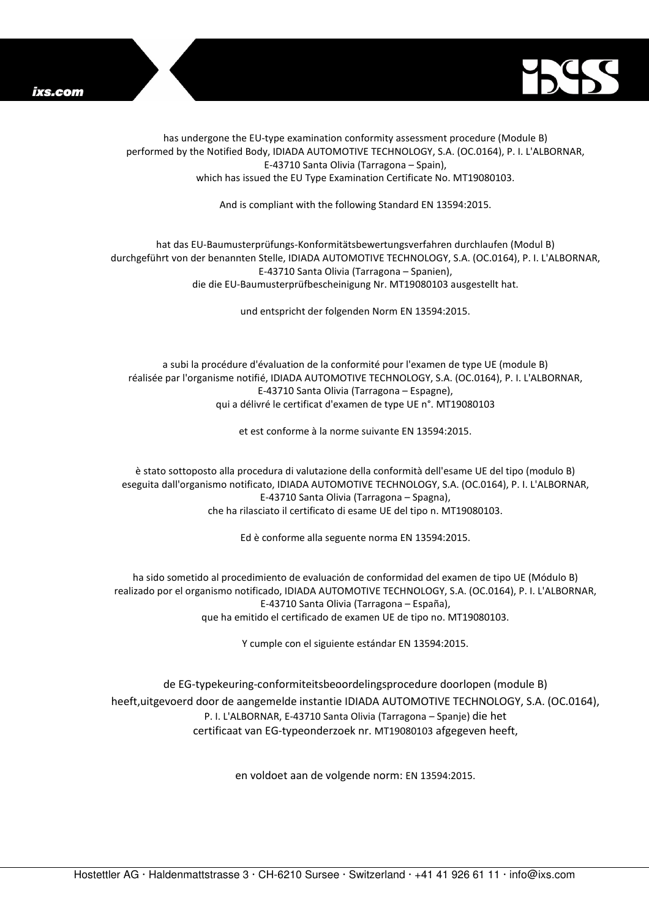has undergone the EU-type examination conformity assessment procedure (Module B) performed by the Notified Body, IDIADA AUTOMOTIVE TECHNOLOGY, S.A. (OC.0164), P. I. L'ALBORNAR, E-43710 Santa Olivia (Tarragona – Spain), which has issued the EU Type Examination Certificate No. MT19080103.

And is compliant with the following Standard EN 13594:2015.

hat das EU-Baumusterprüfungs-Konformitätsbewertungsverfahren durchlaufen (Modul B) durchgeführt von der benannten Stelle, IDIADA AUTOMOTIVE TECHNOLOGY, S.A. (OC.0164), P. I. L'ALBORNAR, E-43710 Santa Olivia (Tarragona – Spanien), die die EU-Baumusterprüfbescheinigung Nr. MT19080103 ausgestellt hat.

und entspricht der folgenden Norm EN 13594:2015.

a subi la procédure d'évaluation de la conformité pour l'examen de type UE (module B) réalisée par l'organisme notifié, IDIADA AUTOMOTIVE TECHNOLOGY, S.A. (OC.0164), P. I. L'ALBORNAR, E-43710 Santa Olivia (Tarragona – Espagne), qui a délivré le certificat d'examen de type UE n°. MT19080103

et est conforme à la norme suivante EN 13594:2015.

è stato sottoposto alla procedura di valutazione della conformità dell'esame UE del tipo (modulo B) eseguita dall'organismo notificato, IDIADA AUTOMOTIVE TECHNOLOGY, S.A. (OC.0164), P. I. L'ALBORNAR, E-43710 Santa Olivia (Tarragona – Spagna), che ha rilasciato il certificato di esame UE del tipo n. MT19080103.

Ed è conforme alla seguente norma EN 13594:2015.

ha sido sometido al procedimiento de evaluación de conformidad del examen de tipo UE (Módulo B) realizado por el organismo notificado, IDIADA AUTOMOTIVE TECHNOLOGY, S.A. (OC.0164), P. I. L'ALBORNAR, E-43710 Santa Olivia (Tarragona – España), que ha emitido el certificado de examen UE de tipo no. MT19080103.

Y cumple con el siguiente estándar EN 13594:2015.

de EG-typekeuring-conformiteitsbeoordelingsprocedure doorlopen (module B) heeft,uitgevoerd door de aangemelde instantie IDIADA AUTOMOTIVE TECHNOLOGY, S.A. (OC.0164), P. I. L'ALBORNAR, E-43710 Santa Olivia (Tarragona – Spanje) die het certificaat van EG-typeonderzoek nr. MT19080103 afgegeven heeft,

en voldoet aan de volgende norm: EN 13594:2015.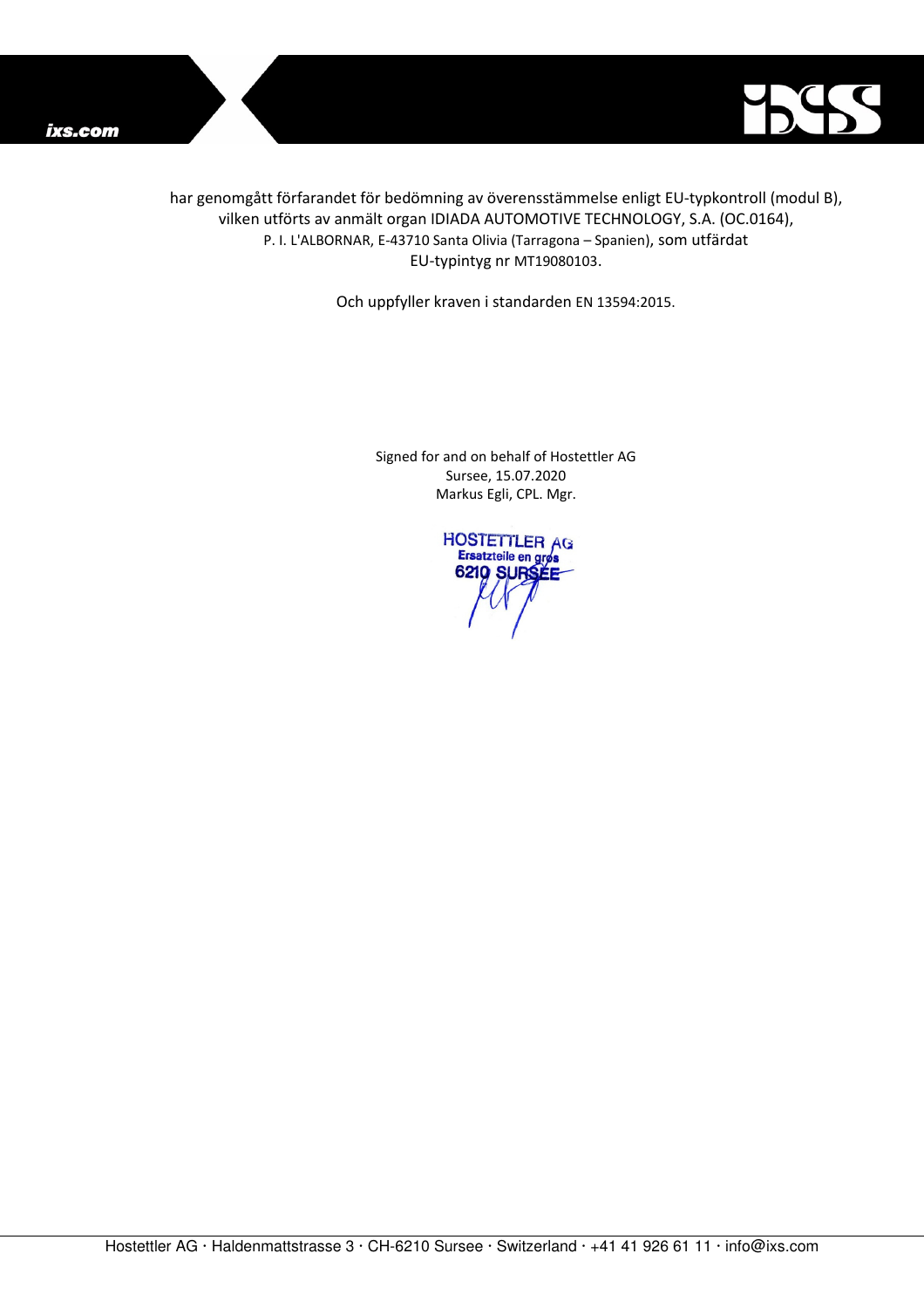har genomgått förfarandet för bedömning av överensstämmelse enligt EU-typkontroll (modul B), vilken utförts av anmält organ IDIADA AUTOMOTIVE TECHNOLOGY, S.A. (OC.0164), P. I. L'ALBORNAR, E-43710 Santa Olivia (Tarragona – Spanien), som utfärdat EU-typintyg nr MT19080103.

Och uppfyller kraven i standarden EN 13594:2015.

Signed for and on behalf of Hostettler AG
Sursee, 15.07.2020
Markus Egli, CPL. Mgr.

HOSTETTLER AG
Ersatzteile en gros
6210 SURSEE